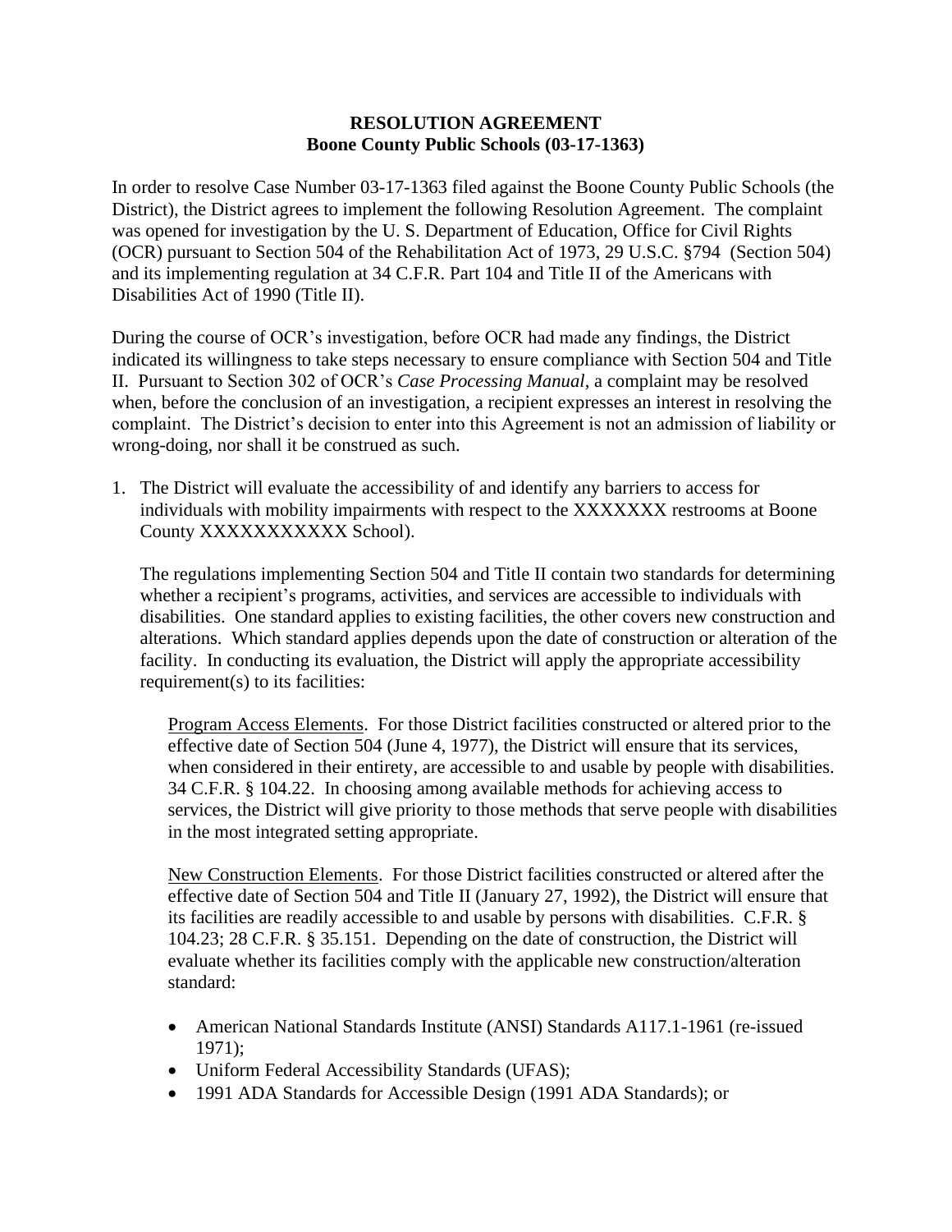**RESOLUTION AGREEMENT**
**Boone County Public Schools (03-17-1363)**

In order to resolve Case Number 03-17-1363 filed against the Boone County Public Schools (the District), the District agrees to implement the following Resolution Agreement. The complaint was opened for investigation by the U. S. Department of Education, Office for Civil Rights (OCR) pursuant to Section 504 of the Rehabilitation Act of 1973, 29 U.S.C. §794 (Section 504) and its implementing regulation at 34 C.F.R. Part 104 and Title II of the Americans with Disabilities Act of 1990 (Title II).

During the course of OCR's investigation, before OCR had made any findings, the District indicated its willingness to take steps necessary to ensure compliance with Section 504 and Title II. Pursuant to Section 302 of OCR's *Case Processing Manual*, a complaint may be resolved when, before the conclusion of an investigation, a recipient expresses an interest in resolving the complaint. The District's decision to enter into this Agreement is not an admission of liability or wrong-doing, nor shall it be construed as such.

1. The District will evaluate the accessibility of and identify any barriers to access for individuals with mobility impairments with respect to the XXXXXXX restrooms at Boone County XXXXXXXXXXX School).

   The regulations implementing Section 504 and Title II contain two standards for determining whether a recipient's programs, activities, and services are accessible to individuals with disabilities. One standard applies to existing facilities, the other covers new construction and alterations. Which standard applies depends upon the date of construction or alteration of the facility. In conducting its evaluation, the District will apply the appropriate accessibility requirement(s) to its facilities:

   Program Access Elements. For those District facilities constructed or altered prior to the effective date of Section 504 (June 4, 1977), the District will ensure that its services, when considered in their entirety, are accessible to and usable by people with disabilities. 34 C.F.R. § 104.22. In choosing among available methods for achieving access to services, the District will give priority to those methods that serve people with disabilities in the most integrated setting appropriate.

   New Construction Elements. For those District facilities constructed or altered after the effective date of Section 504 and Title II (January 27, 1992), the District will ensure that its facilities are readily accessible to and usable by persons with disabilities. C.F.R. § 104.23; 28 C.F.R. § 35.151. Depending on the date of construction, the District will evaluate whether its facilities comply with the applicable new construction/alteration standard:

   - American National Standards Institute (ANSI) Standards A117.1-1961 (re-issued 1971);
   - Uniform Federal Accessibility Standards (UFAS);
   - 1991 ADA Standards for Accessible Design (1991 ADA Standards); or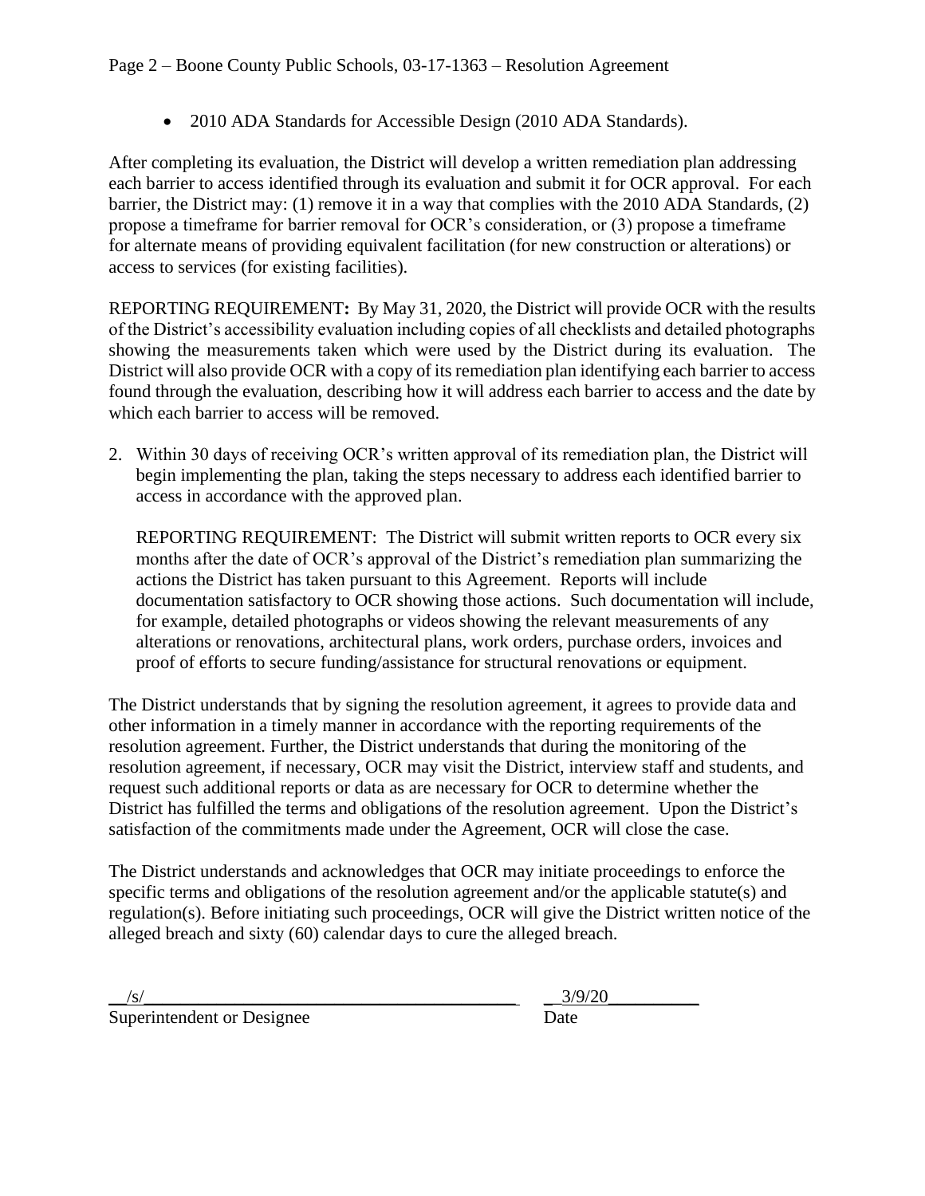- 2010 ADA Standards for Accessible Design (2010 ADA Standards).

After completing its evaluation, the District will develop a written remediation plan addressing each barrier to access identified through its evaluation and submit it for OCR approval. For each barrier, the District may: (1) remove it in a way that complies with the 2010 ADA Standards, (2) propose a timeframe for barrier removal for OCR's consideration, or (3) propose a timeframe for alternate means of providing equivalent facilitation (for new construction or alterations) or access to services (for existing facilities).

REPORTING REQUIREMENT**:** By May 31, 2020, the District will provide OCR with the results of the District's accessibility evaluation including copies of all checklists and detailed photographs showing the measurements taken which were used by the District during its evaluation. The District will also provide OCR with a copy of its remediation plan identifying each barrier to access found through the evaluation, describing how it will address each barrier to access and the date by which each barrier to access will be removed.

2. Within 30 days of receiving OCR's written approval of its remediation plan, the District will begin implementing the plan, taking the steps necessary to address each identified barrier to access in accordance with the approved plan.

   REPORTING REQUIREMENT: The District will submit written reports to OCR every six months after the date of OCR's approval of the District's remediation plan summarizing the actions the District has taken pursuant to this Agreement. Reports will include documentation satisfactory to OCR showing those actions. Such documentation will include, for example, detailed photographs or videos showing the relevant measurements of any alterations or renovations, architectural plans, work orders, purchase orders, invoices and proof of efforts to secure funding/assistance for structural renovations or equipment.

The District understands that by signing the resolution agreement, it agrees to provide data and other information in a timely manner in accordance with the reporting requirements of the resolution agreement. Further, the District understands that during the monitoring of the resolution agreement, if necessary, OCR may visit the District, interview staff and students, and request such additional reports or data as are necessary for OCR to determine whether the District has fulfilled the terms and obligations of the resolution agreement. Upon the District's satisfaction of the commitments made under the Agreement, OCR will close the case.

The District understands and acknowledges that OCR may initiate proceedings to enforce the specific terms and obligations of the resolution agreement and/or the applicable statute(s) and regulation(s). Before initiating such proceedings, OCR will give the District written notice of the alleged breach and sixty (60) calendar days to cure the alleged breach.

/s/ 3/9/20

Superintendent or Designee Date